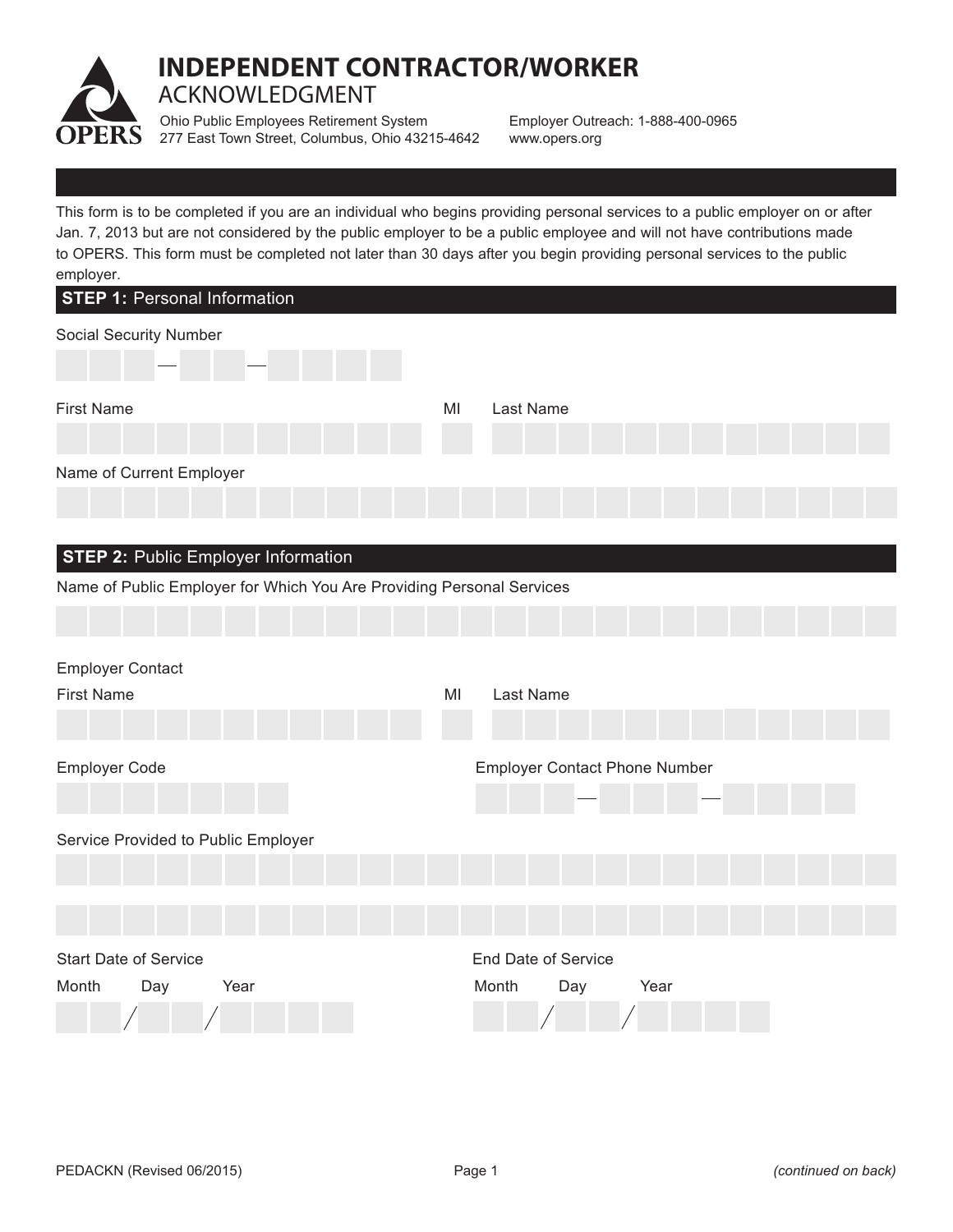# INDEPENDENT CONTRACTOR/WORKER ACKNOWLEDGMENT

OPERS

Ohio Public Employees Retirement System
277 East Town Street, Columbus, Ohio 43215-4642

Employer Outreach: 1-888-400-0965
www.opers.org

This form is to be completed if you are an individual who begins providing personal services to a public employer on or after Jan. 7, 2013 but are not considered by the public employer to be a public employee and will not have contributions made to OPERS. This form must be completed not later than 30 days after you begin providing personal services to the public employer.

## STEP 1: Personal Information

Social Security Number

___ — ___ — ___

First Name ___ MI ___ Last Name ___

Name of Current Employer ___

## STEP 2: Public Employer Information

Name of Public Employer for Which You Are Providing Personal Services ___

Employer Contact

First Name ___ MI ___ Last Name ___

Employer Code ___

Employer Contact Phone Number ___ — ___ — ___

Service Provided to Public Employer ___

Start Date of Service

Month ___ / Day ___ / Year ___

End Date of Service

Month ___ / Day ___ / Year ___

PEDACKN (Revised 06/2015)

*(continued on back)*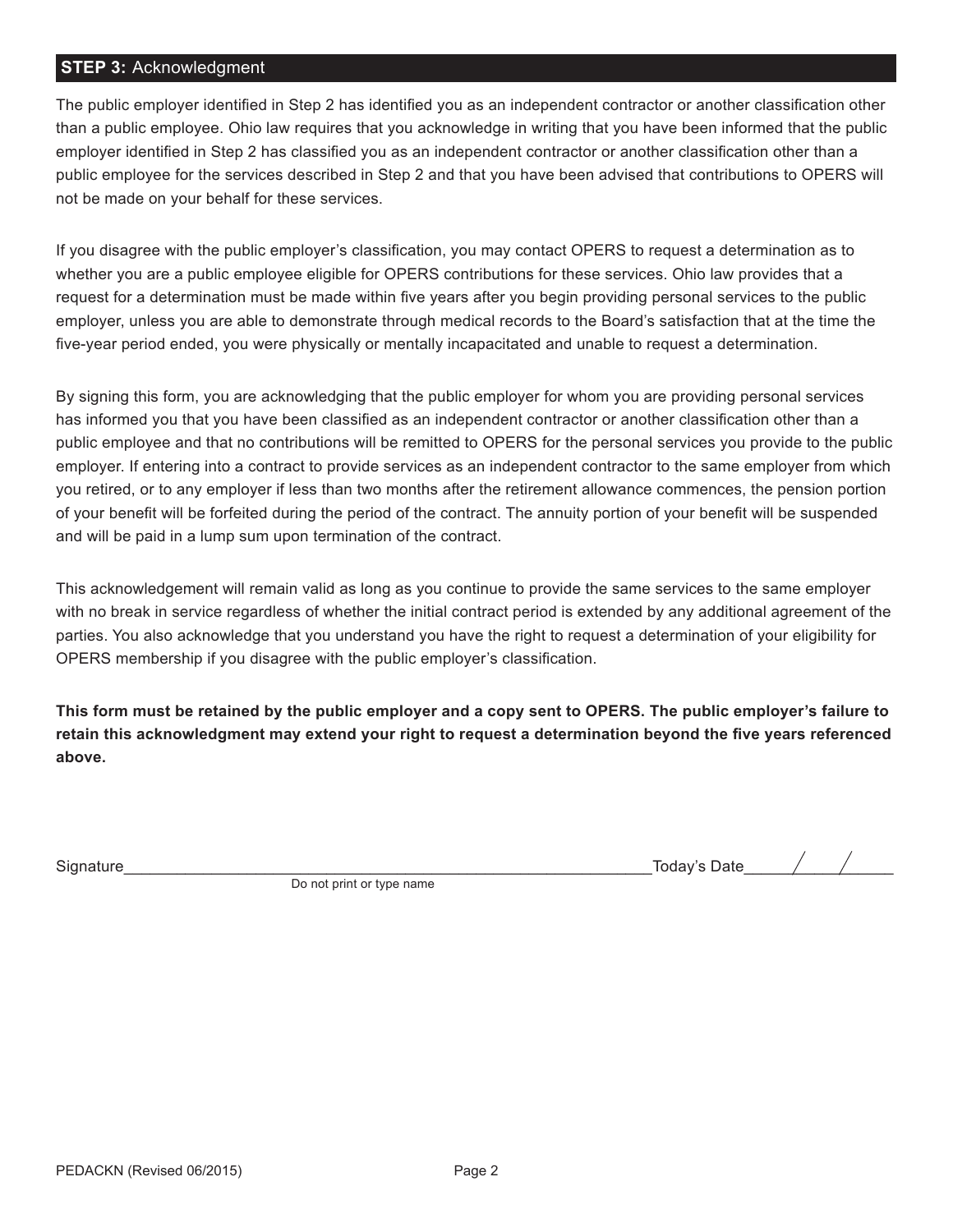## **STEP 3:** Acknowledgment

The public employer identified in Step 2 has identified you as an independent contractor or another classification other than a public employee. Ohio law requires that you acknowledge in writing that you have been informed that the public employer identified in Step 2 has classified you as an independent contractor or another classification other than a public employee for the services described in Step 2 and that you have been advised that contributions to OPERS will not be made on your behalf for these services.

If you disagree with the public employer's classification, you may contact OPERS to request a determination as to whether you are a public employee eligible for OPERS contributions for these services. Ohio law provides that a request for a determination must be made within five years after you begin providing personal services to the public employer, unless you are able to demonstrate through medical records to the Board's satisfaction that at the time the five-year period ended, you were physically or mentally incapacitated and unable to request a determination.

By signing this form, you are acknowledging that the public employer for whom you are providing personal services has informed you that you have been classified as an independent contractor or another classification other than a public employee and that no contributions will be remitted to OPERS for the personal services you provide to the public employer. If entering into a contract to provide services as an independent contractor to the same employer from which you retired, or to any employer if less than two months after the retirement allowance commences, the pension portion of your benefit will be forfeited during the period of the contract. The annuity portion of your benefit will be suspended and will be paid in a lump sum upon termination of the contract.

This acknowledgement will remain valid as long as you continue to provide the same services to the same employer with no break in service regardless of whether the initial contract period is extended by any additional agreement of the parties. You also acknowledge that you understand you have the right to request a determination of your eligibility for OPERS membership if you disagree with the public employer's classification.

**This form must be retained by the public employer and a copy sent to OPERS. The public employer's failure to retain this acknowledgment may extend your right to request a determination beyond the five years referenced above.**

Signature_______________________________________________ Today's Date_____/_____/_____

Do not print or type name

PEDACKN (Revised 06/2015)